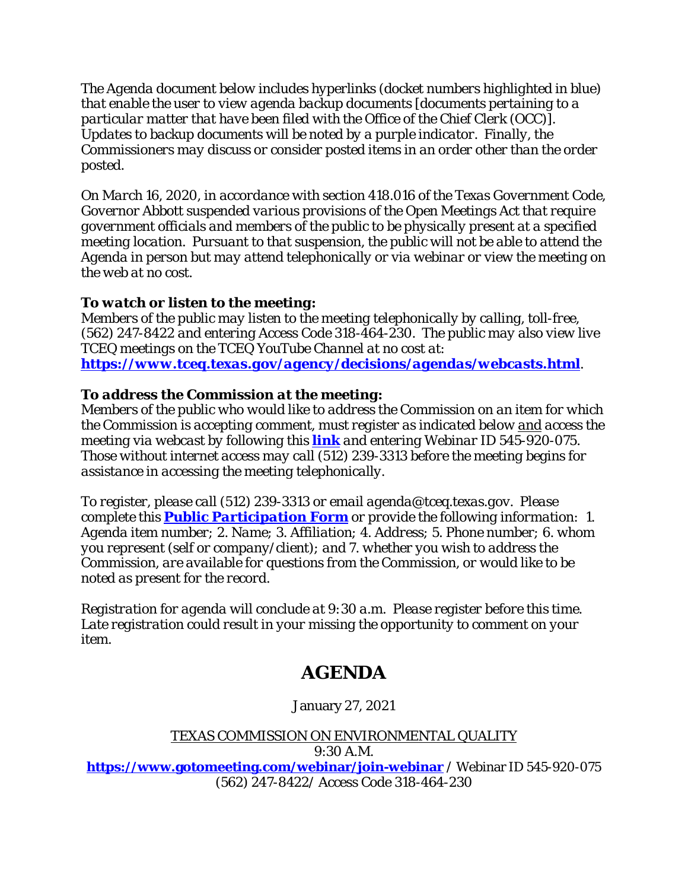*The Agenda document below includes hyperlinks (docket numbers highlighted in blue) that enable the user to view agenda backup documents [documents pertaining to a particular matter that have been filed with the Office of the Chief Clerk (OCC)]. Updates to backup documents will be noted by a purple indicator. Finally, the Commissioners may discuss or consider posted items in an order other than the order posted.*

*On March 16, 2020, in accordance with section 418.016 of the Texas Government Code, Governor Abbott suspended various provisions of the Open Meetings Act that require government officials and members of the public to be physically present at a specified meeting location. Pursuant to that suspension, the public will not be able to attend the Agenda in person but may attend telephonically or via webinar or view the meeting on the web at no cost.*

***To watch or listen to the meeting:***
*Members of the public may listen to the meeting telephonically by calling, toll-free, (562) 247-8422 and entering Access Code 318-464-230. The public may also view live TCEQ meetings on the TCEQ YouTube Channel at no cost at:*
***[https://www.tceq.texas.gov/agency/decisions/agendas/webcasts.html](https://www.tceq.texas.gov/agency/decisions/agendas/webcasts.html)****.*

***To address the Commission at the meeting:***
*Members of the public who would like to address the Commission on an item for which the Commission is accepting comment, must register as indicated below and access the meeting via webcast by following this* ***link*** *and entering Webinar ID 545-920-075. Those without internet access may call (512) 239-3313 before the meeting begins for assistance in accessing the meeting telephonically.*

*To register, please call (512) 239-3313 or email agenda@tceq.texas.gov. Please complete this* ***Public Participation Form*** *or provide the following information: 1. Agenda item number; 2. Name; 3. Affiliation; 4. Address; 5. Phone number; 6. whom you represent (self or company/client); and 7. whether you wish to address the Commission, are available for questions from the Commission, or would like to be noted as present for the record.*

*Registration for agenda will conclude at 9:30 a.m. Please register before this time. Late registration could result in your missing the opportunity to comment on your item.*

# AGENDA

January 27, 2021

TEXAS COMMISSION ON ENVIRONMENTAL QUALITY
9:30 A.M.
**[https://www.gotomeeting.com/webinar/join-webinar](https://www.gotomeeting.com/webinar/join-webinar)** / Webinar ID 545-920-075
(562) 247-8422/ Access Code 318-464-230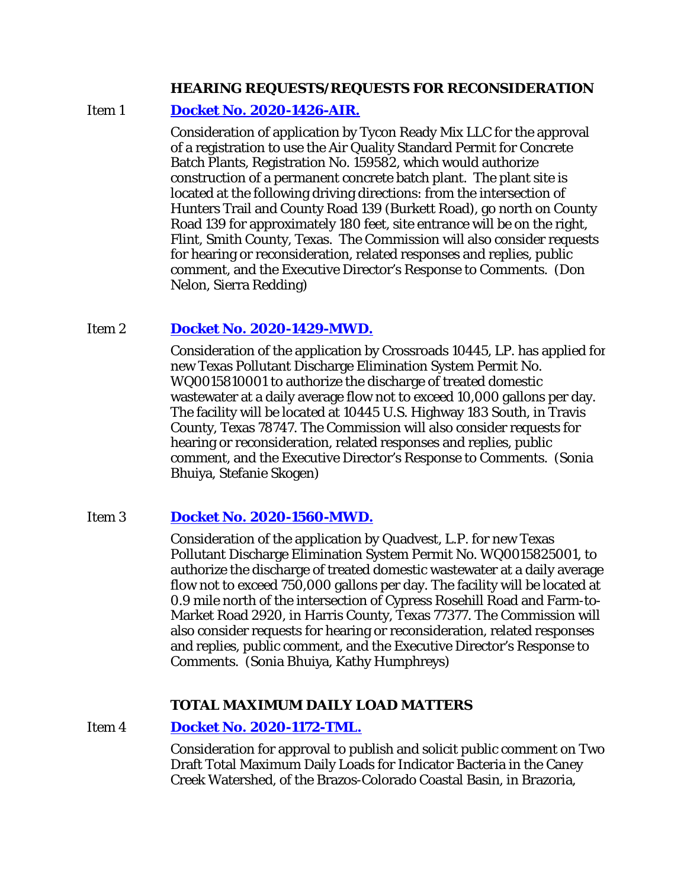## HEARING REQUESTS/REQUESTS FOR RECONSIDERATION

Item 1 **Docket No. 2020-1426-AIR.**

Consideration of application by Tycon Ready Mix LLC for the approval of a registration to use the Air Quality Standard Permit for Concrete Batch Plants, Registration No. 159582, which would authorize construction of a permanent concrete batch plant. The plant site is located at the following driving directions: from the intersection of Hunters Trail and County Road 139 (Burkett Road), go north on County Road 139 for approximately 180 feet, site entrance will be on the right, Flint, Smith County, Texas. The Commission will also consider requests for hearing or reconsideration, related responses and replies, public comment, and the Executive Director's Response to Comments. (Don Nelon, Sierra Redding)

Item 2 **Docket No. 2020-1429-MWD.**

Consideration of the application by Crossroads 10445, LP. has applied for new Texas Pollutant Discharge Elimination System Permit No. WQ0015810001 to authorize the discharge of treated domestic wastewater at a daily average flow not to exceed 10,000 gallons per day. The facility will be located at 10445 U.S. Highway 183 South, in Travis County, Texas 78747. The Commission will also consider requests for hearing or reconsideration, related responses and replies, public comment, and the Executive Director's Response to Comments. (Sonia Bhuiya, Stefanie Skogen)

Item 3 **Docket No. 2020-1560-MWD.**

Consideration of the application by Quadvest, L.P. for new Texas Pollutant Discharge Elimination System Permit No. WQ0015825001, to authorize the discharge of treated domestic wastewater at a daily average flow not to exceed 750,000 gallons per day. The facility will be located at 0.9 mile north of the intersection of Cypress Rosehill Road and Farm-to-Market Road 2920, in Harris County, Texas 77377. The Commission will also consider requests for hearing or reconsideration, related responses and replies, public comment, and the Executive Director's Response to Comments. (Sonia Bhuiya, Kathy Humphreys)

## TOTAL MAXIMUM DAILY LOAD MATTERS

Item 4 **Docket No. 2020-1172-TML.**

Consideration for approval to publish and solicit public comment on Two Draft Total Maximum Daily Loads for Indicator Bacteria in the Caney Creek Watershed, of the Brazos-Colorado Coastal Basin, in Brazoria,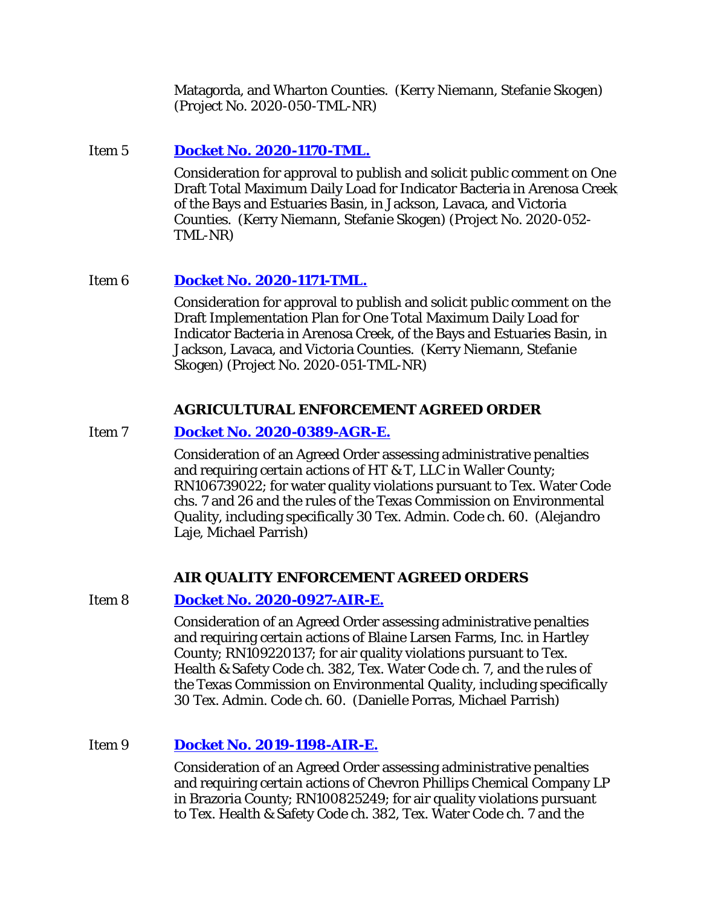Matagorda, and Wharton Counties. (Kerry Niemann, Stefanie Skogen) (Project No. 2020-050-TML-NR)

Item 5 **Docket No. 2020-1170-TML.**

Consideration for approval to publish and solicit public comment on One Draft Total Maximum Daily Load for Indicator Bacteria in Arenosa Creek, of the Bays and Estuaries Basin, in Jackson, Lavaca, and Victoria Counties. (Kerry Niemann, Stefanie Skogen) (Project No. 2020-052-TML-NR)

Item 6 **Docket No. 2020-1171-TML.**

Consideration for approval to publish and solicit public comment on the Draft Implementation Plan for One Total Maximum Daily Load for Indicator Bacteria in Arenosa Creek, of the Bays and Estuaries Basin, in Jackson, Lavaca, and Victoria Counties. (Kerry Niemann, Stefanie Skogen) (Project No. 2020-051-TML-NR)

**AGRICULTURAL ENFORCEMENT AGREED ORDER**

Item 7 **Docket No. 2020-0389-AGR-E.**

Consideration of an Agreed Order assessing administrative penalties and requiring certain actions of HT & T, LLC in Waller County; RN106739022; for water quality violations pursuant to Tex. Water Code chs. 7 and 26 and the rules of the Texas Commission on Environmental Quality, including specifically 30 Tex. Admin. Code ch. 60. (Alejandro Laje, Michael Parrish)

**AIR QUALITY ENFORCEMENT AGREED ORDERS**

Item 8 **Docket No. 2020-0927-AIR-E.**

Consideration of an Agreed Order assessing administrative penalties and requiring certain actions of Blaine Larsen Farms, Inc. in Hartley County; RN109220137; for air quality violations pursuant to Tex. Health & Safety Code ch. 382, Tex. Water Code ch. 7, and the rules of the Texas Commission on Environmental Quality, including specifically 30 Tex. Admin. Code ch. 60. (Danielle Porras, Michael Parrish)

Item 9 **Docket No. 2019-1198-AIR-E.**

Consideration of an Agreed Order assessing administrative penalties and requiring certain actions of Chevron Phillips Chemical Company LP in Brazoria County; RN100825249; for air quality violations pursuant to Tex. Health & Safety Code ch. 382, Tex. Water Code ch. 7 and the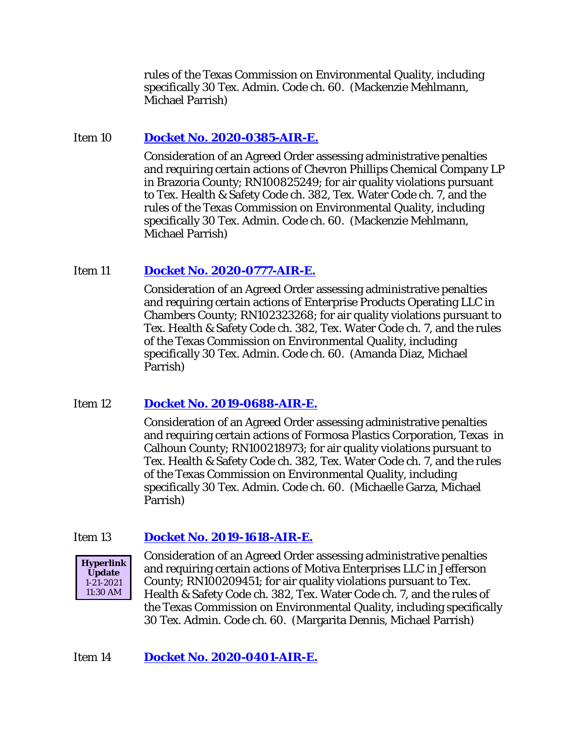rules of the Texas Commission on Environmental Quality, including specifically 30 Tex. Admin. Code ch. 60. (Mackenzie Mehlmann, Michael Parrish)

Item 10 **Docket No. 2020-0385-AIR-E.**

Consideration of an Agreed Order assessing administrative penalties and requiring certain actions of Chevron Phillips Chemical Company LP in Brazoria County; RN100825249; for air quality violations pursuant to Tex. Health & Safety Code ch. 382, Tex. Water Code ch. 7, and the rules of the Texas Commission on Environmental Quality, including specifically 30 Tex. Admin. Code ch. 60. (Mackenzie Mehlmann, Michael Parrish)

Item 11 **Docket No. 2020-0777-AIR-E.**

Consideration of an Agreed Order assessing administrative penalties and requiring certain actions of Enterprise Products Operating LLC in Chambers County; RN102323268; for air quality violations pursuant to Tex. Health & Safety Code ch. 382, Tex. Water Code ch. 7, and the rules of the Texas Commission on Environmental Quality, including specifically 30 Tex. Admin. Code ch. 60. (Amanda Diaz, Michael Parrish)

Item 12 **Docket No. 2019-0688-AIR-E.**

Consideration of an Agreed Order assessing administrative penalties and requiring certain actions of Formosa Plastics Corporation, Texas in Calhoun County; RN100218973; for air quality violations pursuant to Tex. Health & Safety Code ch. 382, Tex. Water Code ch. 7, and the rules of the Texas Commission on Environmental Quality, including specifically 30 Tex. Admin. Code ch. 60. (Michaelle Garza, Michael Parrish)

Item 13 **Docket No. 2019-1618-AIR-E.**

**Hyperlink Update** 1-21-2021 11:30 AM

Consideration of an Agreed Order assessing administrative penalties and requiring certain actions of Motiva Enterprises LLC in Jefferson County; RN100209451; for air quality violations pursuant to Tex. Health & Safety Code ch. 382, Tex. Water Code ch. 7, and the rules of the Texas Commission on Environmental Quality, including specifically 30 Tex. Admin. Code ch. 60. (Margarita Dennis, Michael Parrish)

Item 14 **Docket No. 2020-0401-AIR-E.**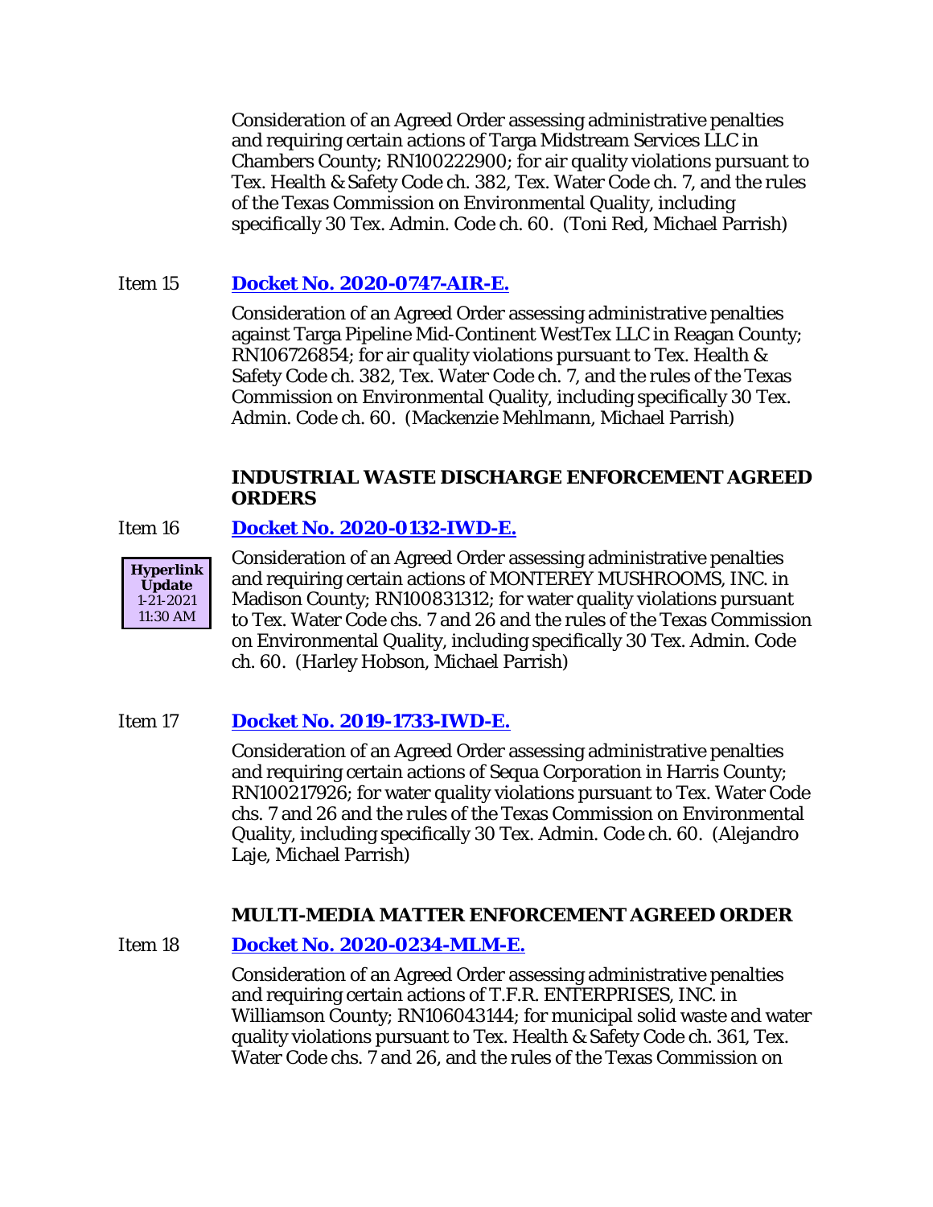Consideration of an Agreed Order assessing administrative penalties and requiring certain actions of Targa Midstream Services LLC in Chambers County; RN100222900; for air quality violations pursuant to Tex. Health & Safety Code ch. 382, Tex. Water Code ch. 7, and the rules of the Texas Commission on Environmental Quality, including specifically 30 Tex. Admin. Code ch. 60. (Toni Red, Michael Parrish)

Item 15 **Docket No. 2020-0747-AIR-E.**

Consideration of an Agreed Order assessing administrative penalties against Targa Pipeline Mid-Continent WestTex LLC in Reagan County; RN106726854; for air quality violations pursuant to Tex. Health & Safety Code ch. 382, Tex. Water Code ch. 7, and the rules of the Texas Commission on Environmental Quality, including specifically 30 Tex. Admin. Code ch. 60. (Mackenzie Mehlmann, Michael Parrish)

**INDUSTRIAL WASTE DISCHARGE ENFORCEMENT AGREED ORDERS**

Item 16 **Docket No. 2020-0132-IWD-E.**

**Hyperlink Update** 1-21-2021 11:30 AM

Consideration of an Agreed Order assessing administrative penalties and requiring certain actions of MONTEREY MUSHROOMS, INC. in Madison County; RN100831312; for water quality violations pursuant to Tex. Water Code chs. 7 and 26 and the rules of the Texas Commission on Environmental Quality, including specifically 30 Tex. Admin. Code ch. 60. (Harley Hobson, Michael Parrish)

Item 17 **Docket No. 2019-1733-IWD-E.**

Consideration of an Agreed Order assessing administrative penalties and requiring certain actions of Sequa Corporation in Harris County; RN100217926; for water quality violations pursuant to Tex. Water Code chs. 7 and 26 and the rules of the Texas Commission on Environmental Quality, including specifically 30 Tex. Admin. Code ch. 60. (Alejandro Laje, Michael Parrish)

**MULTI-MEDIA MATTER ENFORCEMENT AGREED ORDER**

Item 18 **Docket No. 2020-0234-MLM-E.**

Consideration of an Agreed Order assessing administrative penalties and requiring certain actions of T.F.R. ENTERPRISES, INC. in Williamson County; RN106043144; for municipal solid waste and water quality violations pursuant to Tex. Health & Safety Code ch. 361, Tex. Water Code chs. 7 and 26, and the rules of the Texas Commission on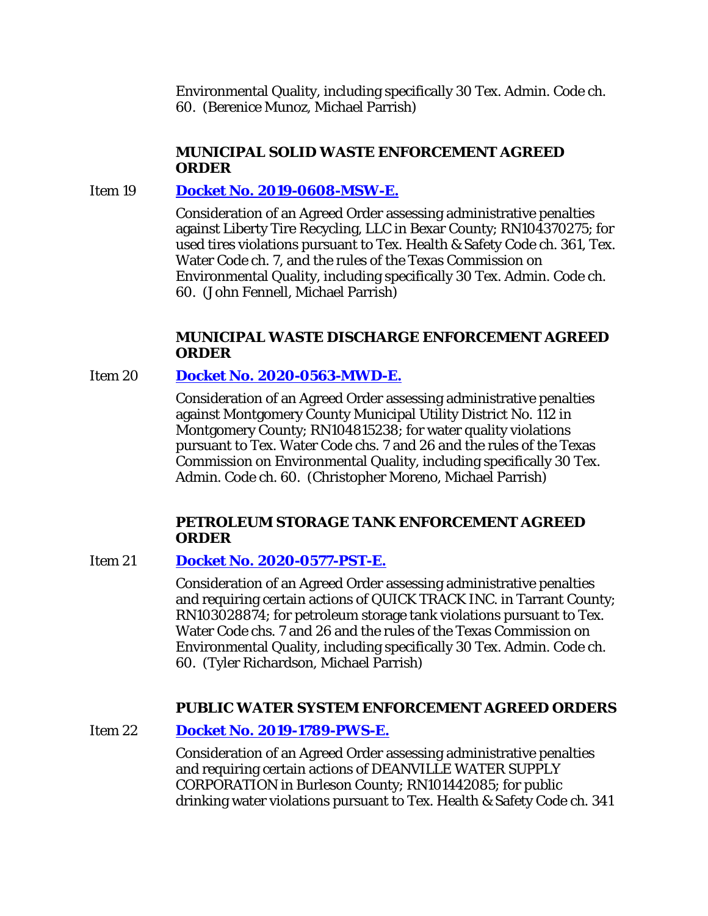Environmental Quality, including specifically 30 Tex. Admin. Code ch. 60. (Berenice Munoz, Michael Parrish)

### MUNICIPAL SOLID WASTE ENFORCEMENT AGREED ORDER

Item 19 **Docket No. 2019-0608-MSW-E.**

Consideration of an Agreed Order assessing administrative penalties against Liberty Tire Recycling, LLC in Bexar County; RN104370275; for used tires violations pursuant to Tex. Health & Safety Code ch. 361, Tex. Water Code ch. 7, and the rules of the Texas Commission on Environmental Quality, including specifically 30 Tex. Admin. Code ch. 60. (John Fennell, Michael Parrish)

### MUNICIPAL WASTE DISCHARGE ENFORCEMENT AGREED ORDER

Item 20 **Docket No. 2020-0563-MWD-E.**

Consideration of an Agreed Order assessing administrative penalties against Montgomery County Municipal Utility District No. 112 in Montgomery County; RN104815238; for water quality violations pursuant to Tex. Water Code chs. 7 and 26 and the rules of the Texas Commission on Environmental Quality, including specifically 30 Tex. Admin. Code ch. 60. (Christopher Moreno, Michael Parrish)

### PETROLEUM STORAGE TANK ENFORCEMENT AGREED ORDER

Item 21 **Docket No. 2020-0577-PST-E.**

Consideration of an Agreed Order assessing administrative penalties and requiring certain actions of QUICK TRACK INC. in Tarrant County; RN103028874; for petroleum storage tank violations pursuant to Tex. Water Code chs. 7 and 26 and the rules of the Texas Commission on Environmental Quality, including specifically 30 Tex. Admin. Code ch. 60. (Tyler Richardson, Michael Parrish)

### PUBLIC WATER SYSTEM ENFORCEMENT AGREED ORDERS

Item 22 **Docket No. 2019-1789-PWS-E.**

Consideration of an Agreed Order assessing administrative penalties and requiring certain actions of DEANVILLE WATER SUPPLY CORPORATION in Burleson County; RN101442085; for public drinking water violations pursuant to Tex. Health & Safety Code ch. 341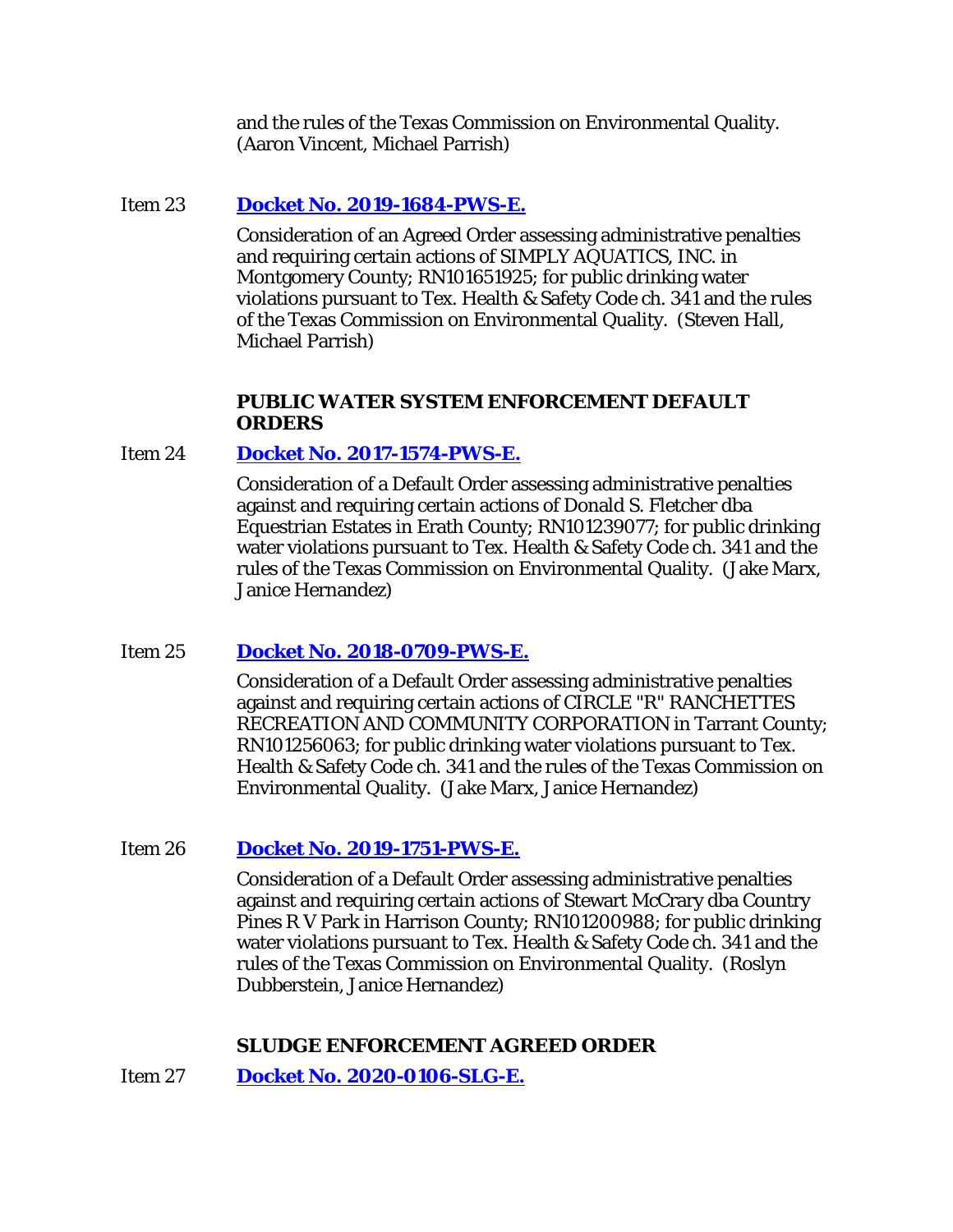and the rules of the Texas Commission on Environmental Quality. (Aaron Vincent, Michael Parrish)

Item 23 **Docket No. 2019-1684-PWS-E.**

Consideration of an Agreed Order assessing administrative penalties and requiring certain actions of SIMPLY AQUATICS, INC. in Montgomery County; RN101651925; for public drinking water violations pursuant to Tex. Health & Safety Code ch. 341 and the rules of the Texas Commission on Environmental Quality. (Steven Hall, Michael Parrish)

**PUBLIC WATER SYSTEM ENFORCEMENT DEFAULT ORDERS**

Item 24 **Docket No. 2017-1574-PWS-E.**

Consideration of a Default Order assessing administrative penalties against and requiring certain actions of Donald S. Fletcher dba Equestrian Estates in Erath County; RN101239077; for public drinking water violations pursuant to Tex. Health & Safety Code ch. 341 and the rules of the Texas Commission on Environmental Quality. (Jake Marx, Janice Hernandez)

Item 25 **Docket No. 2018-0709-PWS-E.**

Consideration of a Default Order assessing administrative penalties against and requiring certain actions of CIRCLE "R" RANCHETTES RECREATION AND COMMUNITY CORPORATION in Tarrant County; RN101256063; for public drinking water violations pursuant to Tex. Health & Safety Code ch. 341 and the rules of the Texas Commission on Environmental Quality. (Jake Marx, Janice Hernandez)

Item 26 **Docket No. 2019-1751-PWS-E.**

Consideration of a Default Order assessing administrative penalties against and requiring certain actions of Stewart McCrary dba Country Pines R V Park in Harrison County; RN101200988; for public drinking water violations pursuant to Tex. Health & Safety Code ch. 341 and the rules of the Texas Commission on Environmental Quality. (Roslyn Dubberstein, Janice Hernandez)

**SLUDGE ENFORCEMENT AGREED ORDER**

Item 27 **Docket No. 2020-0106-SLG-E.**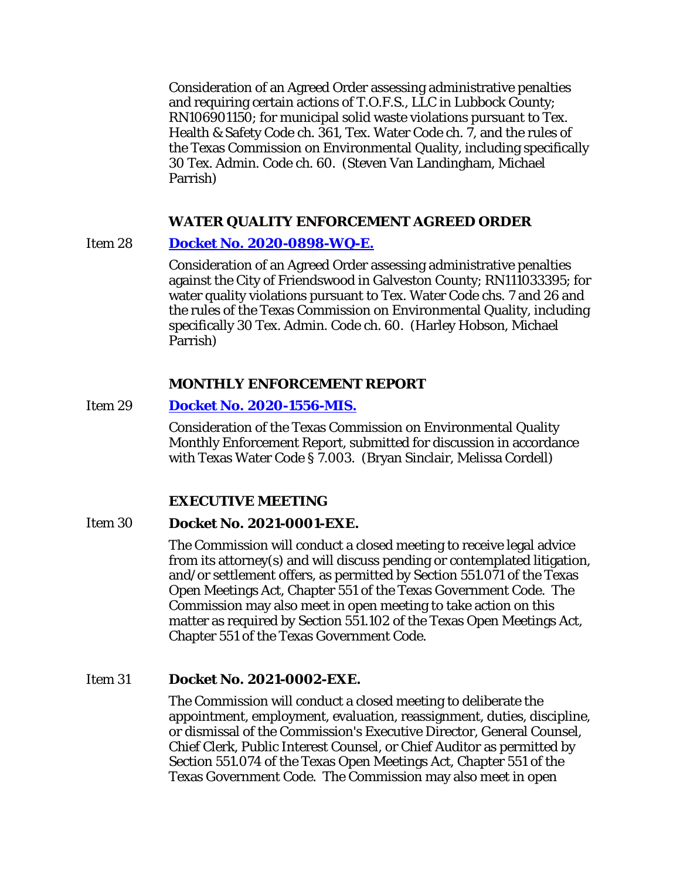Consideration of an Agreed Order assessing administrative penalties and requiring certain actions of T.O.F.S., LLC in Lubbock County; RN106901150; for municipal solid waste violations pursuant to Tex. Health & Safety Code ch. 361, Tex. Water Code ch. 7, and the rules of the Texas Commission on Environmental Quality, including specifically 30 Tex. Admin. Code ch. 60. (Steven Van Landingham, Michael Parrish)

**WATER QUALITY ENFORCEMENT AGREED ORDER**

Item 28 **Docket No. 2020-0898-WQ-E.**

Consideration of an Agreed Order assessing administrative penalties against the City of Friendswood in Galveston County; RN111033395; for water quality violations pursuant to Tex. Water Code chs. 7 and 26 and the rules of the Texas Commission on Environmental Quality, including specifically 30 Tex. Admin. Code ch. 60. (Harley Hobson, Michael Parrish)

**MONTHLY ENFORCEMENT REPORT**

Item 29 **Docket No. 2020-1556-MIS.**

Consideration of the Texas Commission on Environmental Quality Monthly Enforcement Report, submitted for discussion in accordance with Texas Water Code § 7.003. (Bryan Sinclair, Melissa Cordell)

**EXECUTIVE MEETING**

Item 30 **Docket No. 2021-0001-EXE.**

The Commission will conduct a closed meeting to receive legal advice from its attorney(s) and will discuss pending or contemplated litigation, and/or settlement offers, as permitted by Section 551.071 of the Texas Open Meetings Act, Chapter 551 of the Texas Government Code. The Commission may also meet in open meeting to take action on this matter as required by Section 551.102 of the Texas Open Meetings Act, Chapter 551 of the Texas Government Code.

Item 31 **Docket No. 2021-0002-EXE.**

The Commission will conduct a closed meeting to deliberate the appointment, employment, evaluation, reassignment, duties, discipline, or dismissal of the Commission's Executive Director, General Counsel, Chief Clerk, Public Interest Counsel, or Chief Auditor as permitted by Section 551.074 of the Texas Open Meetings Act, Chapter 551 of the Texas Government Code. The Commission may also meet in open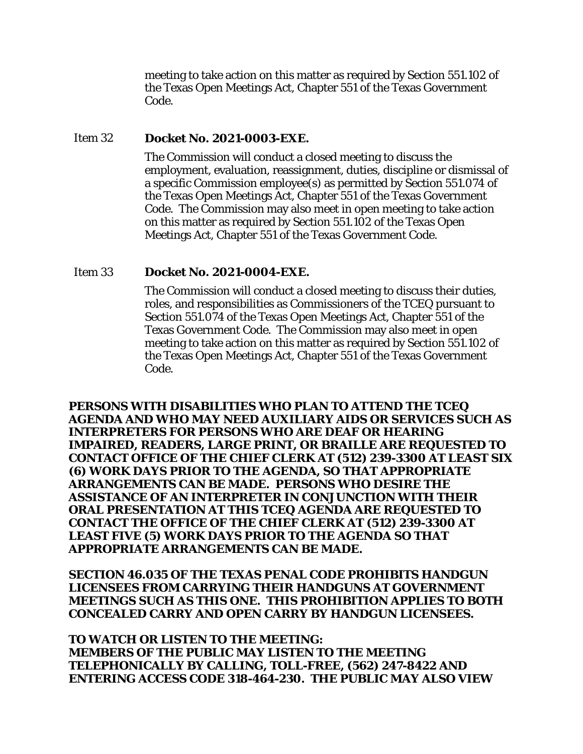meeting to take action on this matter as required by Section 551.102 of the Texas Open Meetings Act, Chapter 551 of the Texas Government Code.

Item 32 **Docket No. 2021-0003-EXE.**

The Commission will conduct a closed meeting to discuss the employment, evaluation, reassignment, duties, discipline or dismissal of a specific Commission employee(s) as permitted by Section 551.074 of the Texas Open Meetings Act, Chapter 551 of the Texas Government Code. The Commission may also meet in open meeting to take action on this matter as required by Section 551.102 of the Texas Open Meetings Act, Chapter 551 of the Texas Government Code.

Item 33 **Docket No. 2021-0004-EXE.**

The Commission will conduct a closed meeting to discuss their duties, roles, and responsibilities as Commissioners of the TCEQ pursuant to Section 551.074 of the Texas Open Meetings Act, Chapter 551 of the Texas Government Code. The Commission may also meet in open meeting to take action on this matter as required by Section 551.102 of the Texas Open Meetings Act, Chapter 551 of the Texas Government Code.

**PERSONS WITH DISABILITIES WHO PLAN TO ATTEND THE TCEQ AGENDA AND WHO MAY NEED AUXILIARY AIDS OR SERVICES SUCH AS INTERPRETERS FOR PERSONS WHO ARE DEAF OR HEARING IMPAIRED, READERS, LARGE PRINT, OR BRAILLE ARE REQUESTED TO CONTACT OFFICE OF THE CHIEF CLERK AT (512) 239-3300 AT LEAST SIX (6) WORK DAYS PRIOR TO THE AGENDA, SO THAT APPROPRIATE ARRANGEMENTS CAN BE MADE. PERSONS WHO DESIRE THE ASSISTANCE OF AN INTERPRETER IN CONJUNCTION WITH THEIR ORAL PRESENTATION AT THIS TCEQ AGENDA ARE REQUESTED TO CONTACT THE OFFICE OF THE CHIEF CLERK AT (512) 239-3300 AT LEAST FIVE (5) WORK DAYS PRIOR TO THE AGENDA SO THAT APPROPRIATE ARRANGEMENTS CAN BE MADE.**

**SECTION 46.035 OF THE TEXAS PENAL CODE PROHIBITS HANDGUN LICENSEES FROM CARRYING THEIR HANDGUNS AT GOVERNMENT MEETINGS SUCH AS THIS ONE. THIS PROHIBITION APPLIES TO BOTH CONCEALED CARRY AND OPEN CARRY BY HANDGUN LICENSEES.**

**TO WATCH OR LISTEN TO THE MEETING:**
**MEMBERS OF THE PUBLIC MAY LISTEN TO THE MEETING TELEPHONICALLY BY CALLING, TOLL-FREE, (562) 247-8422 AND ENTERING ACCESS CODE 318-464-230. THE PUBLIC MAY ALSO VIEW**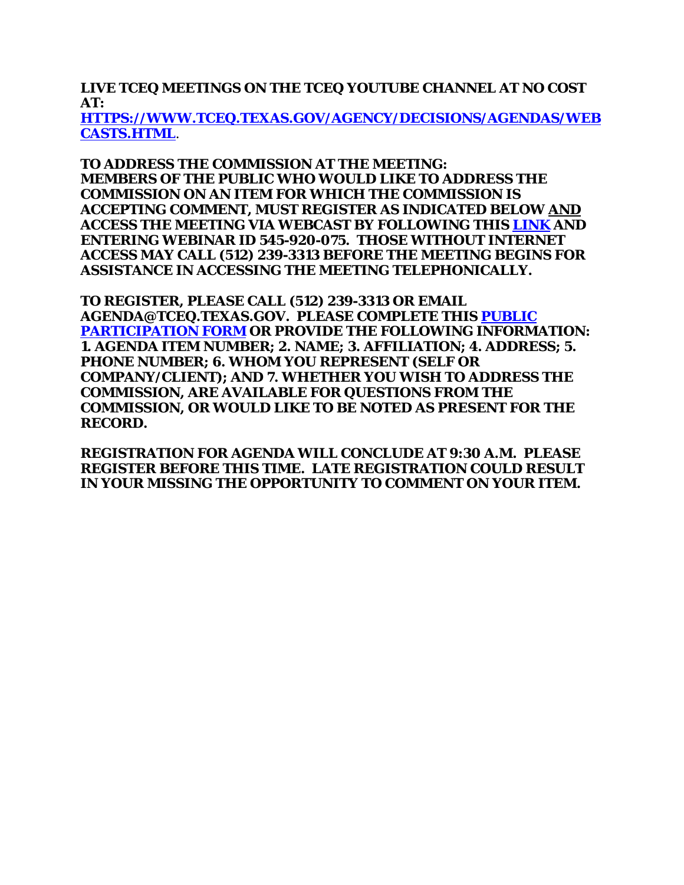**LIVE TCEQ MEETINGS ON THE TCEQ YOUTUBE CHANNEL AT NO COST AT: [HTTPS://WWW.TCEQ.TEXAS.GOV/AGENCY/DECISIONS/AGENDAS/WEBCASTS.HTML](HTTPS://WWW.TCEQ.TEXAS.GOV/AGENCY/DECISIONS/AGENDAS/WEBCASTS.HTML)**.

**TO ADDRESS THE COMMISSION AT THE MEETING: MEMBERS OF THE PUBLIC WHO WOULD LIKE TO ADDRESS THE COMMISSION ON AN ITEM FOR WHICH THE COMMISSION IS ACCEPTING COMMENT, MUST REGISTER AS INDICATED BELOW AND ACCESS THE MEETING VIA WEBCAST BY FOLLOWING THIS LINK AND ENTERING WEBINAR ID 545-920-075. THOSE WITHOUT INTERNET ACCESS MAY CALL (512) 239-3313 BEFORE THE MEETING BEGINS FOR ASSISTANCE IN ACCESSING THE MEETING TELEPHONICALLY.**

**TO REGISTER, PLEASE CALL (512) 239-3313 OR EMAIL AGENDA@TCEQ.TEXAS.GOV. PLEASE COMPLETE THIS PUBLIC PARTICIPATION FORM OR PROVIDE THE FOLLOWING INFORMATION: 1. AGENDA ITEM NUMBER; 2. NAME; 3. AFFILIATION; 4. ADDRESS; 5. PHONE NUMBER; 6. WHOM YOU REPRESENT (SELF OR COMPANY/CLIENT); AND 7. WHETHER YOU WISH TO ADDRESS THE COMMISSION, ARE AVAILABLE FOR QUESTIONS FROM THE COMMISSION, OR WOULD LIKE TO BE NOTED AS PRESENT FOR THE RECORD.**

**REGISTRATION FOR AGENDA WILL CONCLUDE AT 9:30 A.M. PLEASE REGISTER BEFORE THIS TIME. LATE REGISTRATION COULD RESULT IN YOUR MISSING THE OPPORTUNITY TO COMMENT ON YOUR ITEM.**